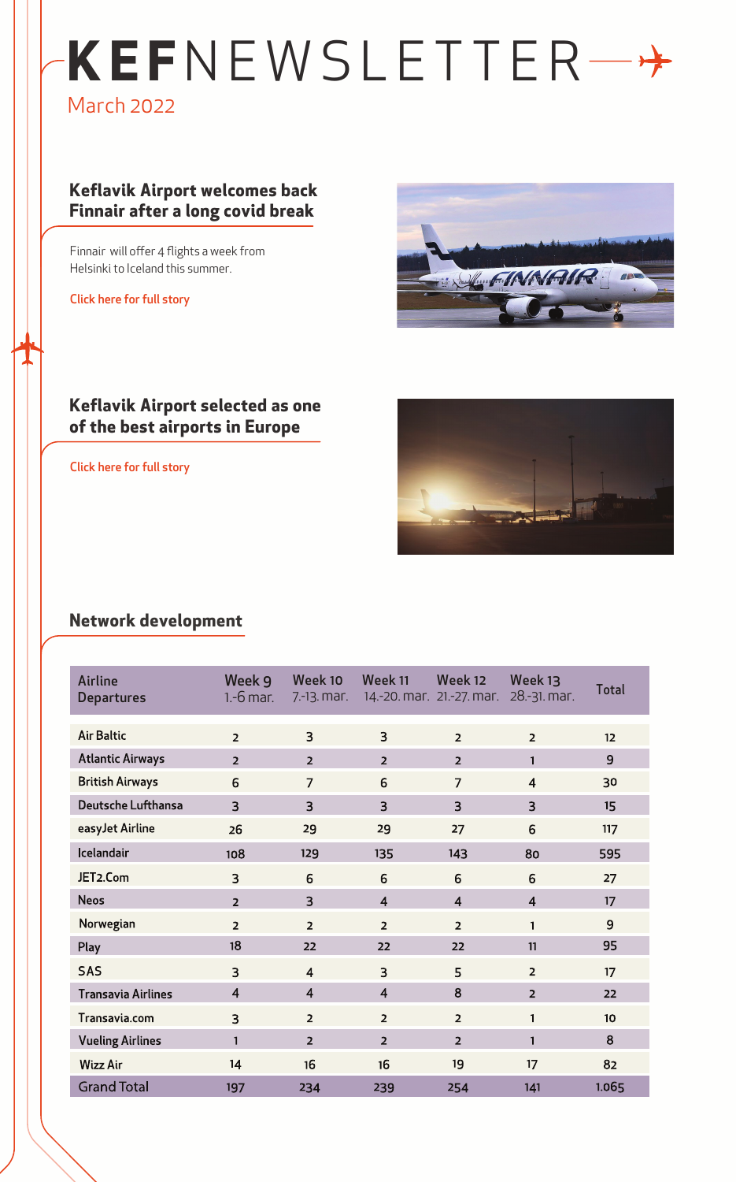# KEFNEWSLETTER

March 2022

## Keflavik Airport welcomes back Finnair after a long covid break

Finnair will offer 4 flights a week from Helsinki to Iceland this summer.

Click here for full story

## Keflavik Airport selected as one of the best airports in Europe

Click here for full story

## Network development

| Airline Departures | Week 9 1.-6 mar. | Week 10 7.-13. mar. | Week 11 14.-20. mar. | Week 12 21.-27. mar. | Week 13 28.-31. mar. | Total |
|---|---|---|---|---|---|---|
| Air Baltic | 2 | 3 | 3 | 2 | 2 | 12 |
| Atlantic Airways | 2 | 2 | 2 | 2 | 1 | 9 |
| British Airways | 6 | 7 | 6 | 7 | 4 | 30 |
| Deutsche Lufthansa | 3 | 3 | 3 | 3 | 3 | 15 |
| easyJet Airline | 26 | 29 | 29 | 27 | 6 | 117 |
| Icelandair | 108 | 129 | 135 | 143 | 80 | 595 |
| JET2.Com | 3 | 6 | 6 | 6 | 6 | 27 |
| Neos | 2 | 3 | 4 | 4 | 4 | 17 |
| Norwegian | 2 | 2 | 2 | 2 | 1 | 9 |
| Play | 18 | 22 | 22 | 22 | 11 | 95 |
| SAS | 3 | 4 | 3 | 5 | 2 | 17 |
| Transavia Airlines | 4 | 4 | 4 | 8 | 2 | 22 |
| Transavia.com | 3 | 2 | 2 | 2 | 1 | 10 |
| Vueling Airlines | 1 | 2 | 2 | 2 | 1 | 8 |
| Wizz Air | 14 | 16 | 16 | 19 | 17 | 82 |
| Grand Total | 197 | 234 | 239 | 254 | 141 | 1.065 |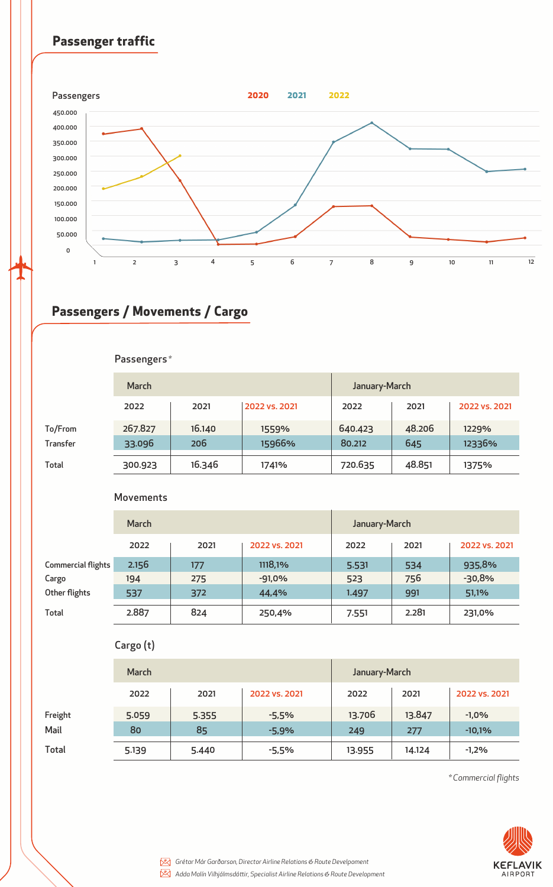## Passenger traffic

Passengers

2020 2021 2022

450.000
400.000
350.000
300.000
250.000
200.000
150.000
100.000
50.000
0

1 2 3 4 5 6 7 8 9 10 11 12

## Passengers / Movements / Cargo

Passengers*

| | March | | | January-March | | |
|---|---|---|---|---|---|---|
| | 2022 | 2021 | 2022 vs. 2021 | 2022 | 2021 | 2022 vs. 2021 |
| To/From | 267.827 | 16.140 | 1559% | 640.423 | 48.206 | 1229% |
| Transfer | 33.096 | 206 | 15966% | 80.212 | 645 | 12336% |
| Total | 300.923 | 16.346 | 1741% | 720.635 | 48.851 | 1375% |

Movements

| | March | | | January-March | | |
|---|---|---|---|---|---|---|
| | 2022 | 2021 | 2022 vs. 2021 | 2022 | 2021 | 2022 vs. 2021 |
| Commercial flights | 2.156 | 177 | 1118,1% | 5.531 | 534 | 935,8% |
| Cargo | 194 | 275 | -91,0% | 523 | 756 | -30,8% |
| Other flights | 537 | 372 | 44,4% | 1.497 | 991 | 51,1% |
| Total | 2.887 | 824 | 250,4% | 7.551 | 2.281 | 231,0% |

Cargo (t)

| | March | | | January-March | | |
|---|---|---|---|---|---|---|
| | 2022 | 2021 | 2022 vs. 2021 | 2022 | 2021 | 2022 vs. 2021 |
| Freight | 5.059 | 5.355 | -5,5% | 13.706 | 13.847 | -1,0% |
| Mail | 80 | 85 | -5,9% | 249 | 277 | -10,1% |
| Total | 5.139 | 5.440 | -5,5% | 13.955 | 14.124 | -1,2% |

*Commercial flights

*Grétar Már Garðarson, Director Airline Relations & Route Develpoment*

*Adda Malín Vilhjálmsdóttir, Specialist Airline Relations & Route Development*

KEFLAVIK AIRPORT